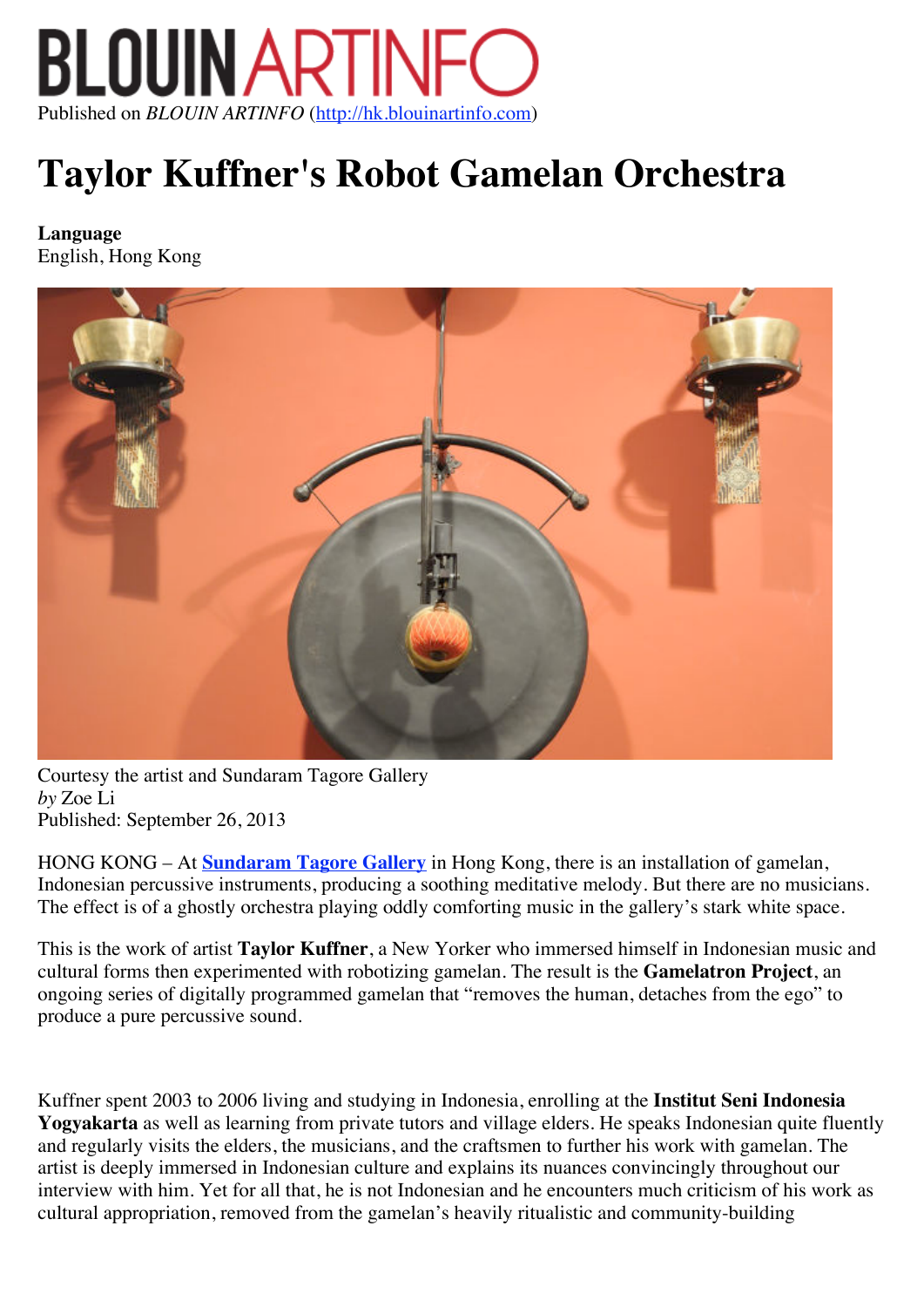# BLOUIN ARTINFO

Published on *BLOUIN ARTINFO* (http://hk.blouinartinfo.com)

# Taylor Kuffner's Robot Gamelan Orchestra

**Language**
English, Hong Kong

Courtesy the artist and Sundaram Tagore Gallery
*by* Zoe Li
Published: September 26, 2013

HONG KONG – At **Sundaram Tagore Gallery** in Hong Kong, there is an installation of gamelan, Indonesian percussive instruments, producing a soothing meditative melody. But there are no musicians. The effect is of a ghostly orchestra playing oddly comforting music in the gallery's stark white space.

This is the work of artist **Taylor Kuffner**, a New Yorker who immersed himself in Indonesian music and cultural forms then experimented with robotizing gamelan. The result is the **Gamelatron Project**, an ongoing series of digitally programmed gamelan that "removes the human, detaches from the ego" to produce a pure percussive sound.

Kuffner spent 2003 to 2006 living and studying in Indonesia, enrolling at the **Institut Seni Indonesia Yogyakarta** as well as learning from private tutors and village elders. He speaks Indonesian quite fluently and regularly visits the elders, the musicians, and the craftsmen to further his work with gamelan. The artist is deeply immersed in Indonesian culture and explains its nuances convincingly throughout our interview with him. Yet for all that, he is not Indonesian and he encounters much criticism of his work as cultural appropriation, removed from the gamelan's heavily ritualistic and community-building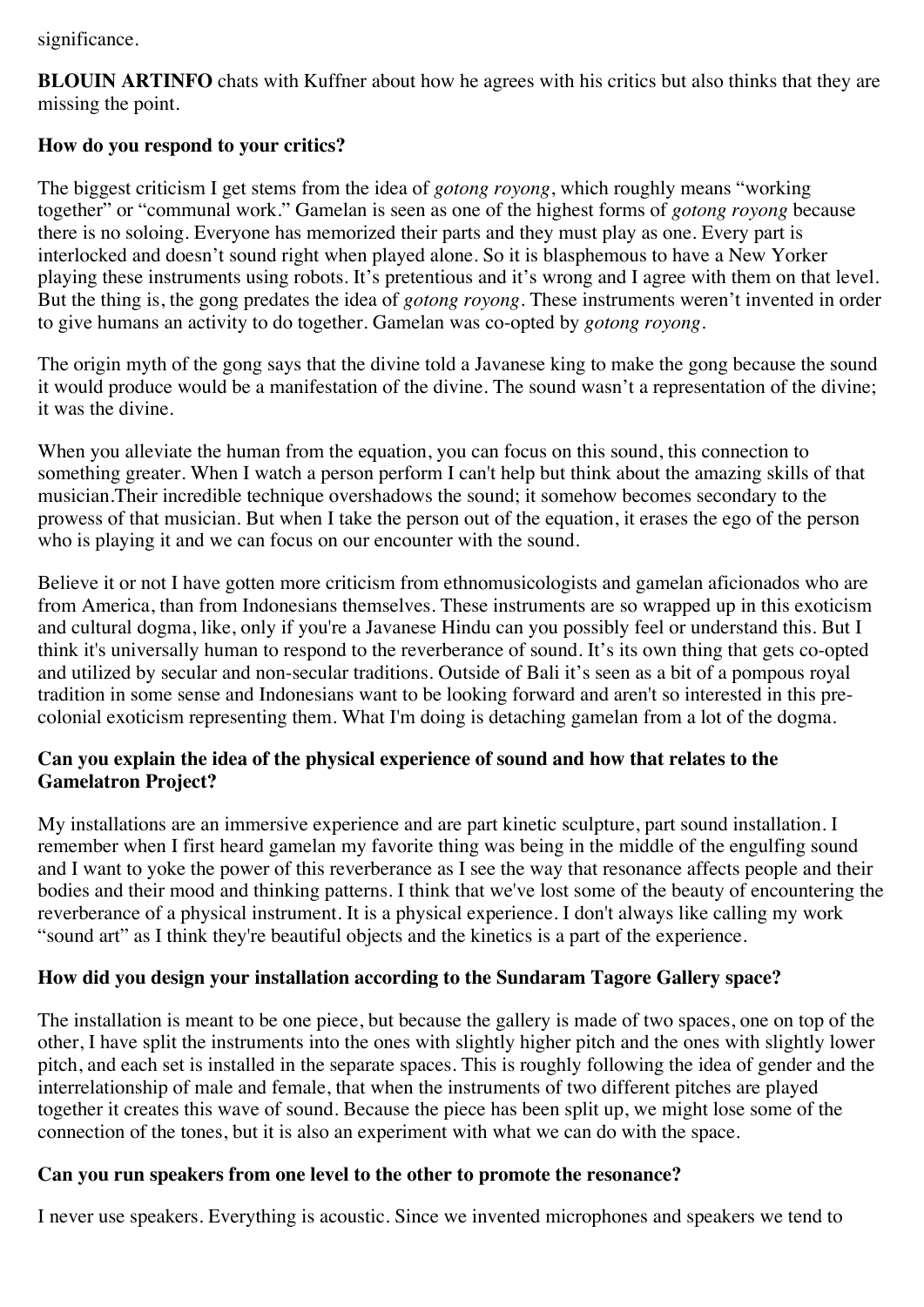significance.

**BLOUIN ARTINFO** chats with Kuffner about how he agrees with his critics but also thinks that they are missing the point.

**How do you respond to your critics?**

The biggest criticism I get stems from the idea of *gotong royong*, which roughly means "working together" or "communal work." Gamelan is seen as one of the highest forms of *gotong royong* because there is no soloing. Everyone has memorized their parts and they must play as one. Every part is interlocked and doesn't sound right when played alone. So it is blasphemous to have a New Yorker playing these instruments using robots. It's pretentious and it's wrong and I agree with them on that level. But the thing is, the gong predates the idea of *gotong royong*. These instruments weren't invented in order to give humans an activity to do together. Gamelan was co-opted by *gotong royong*.

The origin myth of the gong says that the divine told a Javanese king to make the gong because the sound it would produce would be a manifestation of the divine. The sound wasn't a representation of the divine; it was the divine.

When you alleviate the human from the equation, you can focus on this sound, this connection to something greater. When I watch a person perform I can't help but think about the amazing skills of that musician.Their incredible technique overshadows the sound; it somehow becomes secondary to the prowess of that musician. But when I take the person out of the equation, it erases the ego of the person who is playing it and we can focus on our encounter with the sound.

Believe it or not I have gotten more criticism from ethnomusicologists and gamelan aficionados who are from America, than from Indonesians themselves. These instruments are so wrapped up in this exoticism and cultural dogma, like, only if you're a Javanese Hindu can you possibly feel or understand this. But I think it's universally human to respond to the reverberance of sound. It's its own thing that gets co-opted and utilized by secular and non-secular traditions. Outside of Bali it's seen as a bit of a pompous royal tradition in some sense and Indonesians want to be looking forward and aren't so interested in this pre-colonial exoticism representing them. What I'm doing is detaching gamelan from a lot of the dogma.

**Can you explain the idea of the physical experience of sound and how that relates to the Gamelatron Project?**

My installations are an immersive experience and are part kinetic sculpture, part sound installation. I remember when I first heard gamelan my favorite thing was being in the middle of the engulfing sound and I want to yoke the power of this reverberance as I see the way that resonance affects people and their bodies and their mood and thinking patterns. I think that we've lost some of the beauty of encountering the reverberance of a physical instrument. It is a physical experience. I don't always like calling my work "sound art" as I think they're beautiful objects and the kinetics is a part of the experience.

**How did you design your installation according to the Sundaram Tagore Gallery space?**

The installation is meant to be one piece, but because the gallery is made of two spaces, one on top of the other, I have split the instruments into the ones with slightly higher pitch and the ones with slightly lower pitch, and each set is installed in the separate spaces. This is roughly following the idea of gender and the interrelationship of male and female, that when the instruments of two different pitches are played together it creates this wave of sound. Because the piece has been split up, we might lose some of the connection of the tones, but it is also an experiment with what we can do with the space.

**Can you run speakers from one level to the other to promote the resonance?**

I never use speakers. Everything is acoustic. Since we invented microphones and speakers we tend to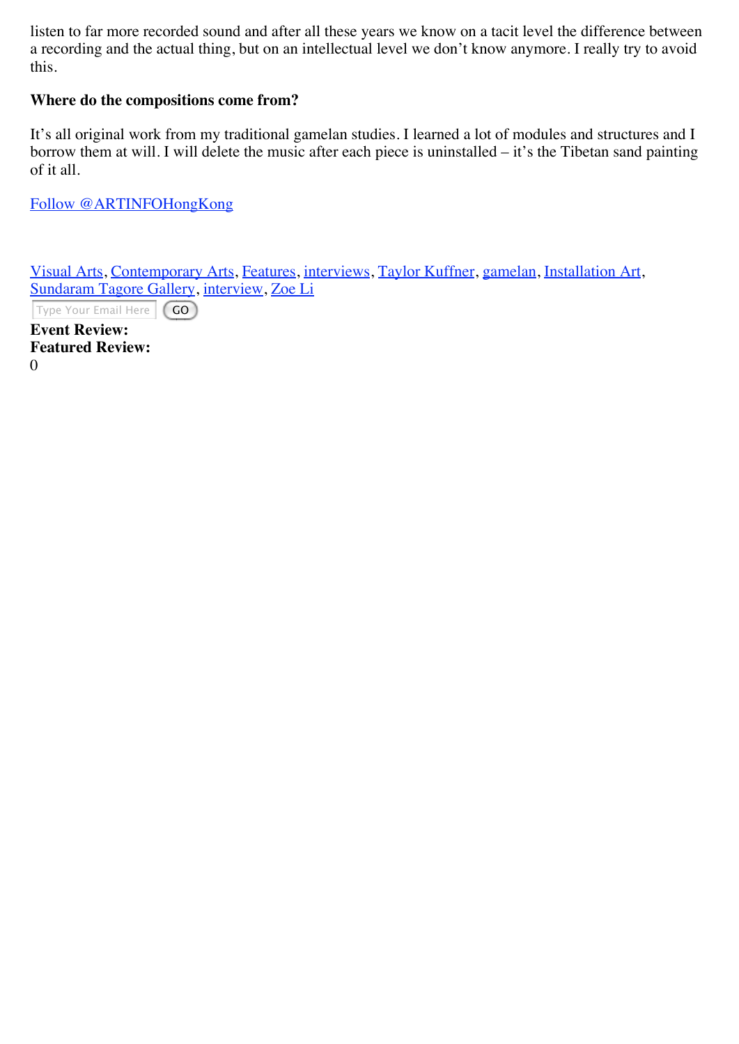listen to far more recorded sound and after all these years we know on a tacit level the difference between a recording and the actual thing, but on an intellectual level we don't know anymore. I really try to avoid this.

**Where do the compositions come from?**

It's all original work from my traditional gamelan studies. I learned a lot of modules and structures and I borrow them at will. I will delete the music after each piece is uninstalled – it's the Tibetan sand painting of it all.

Follow @ARTINFOHongKong

Visual Arts, Contemporary Arts, Features, interviews, Taylor Kuffner, gamelan, Installation Art, Sundaram Tagore Gallery, interview, Zoe Li

Type Your Email Here GO

**Event Review:**

**Featured Review:**

0